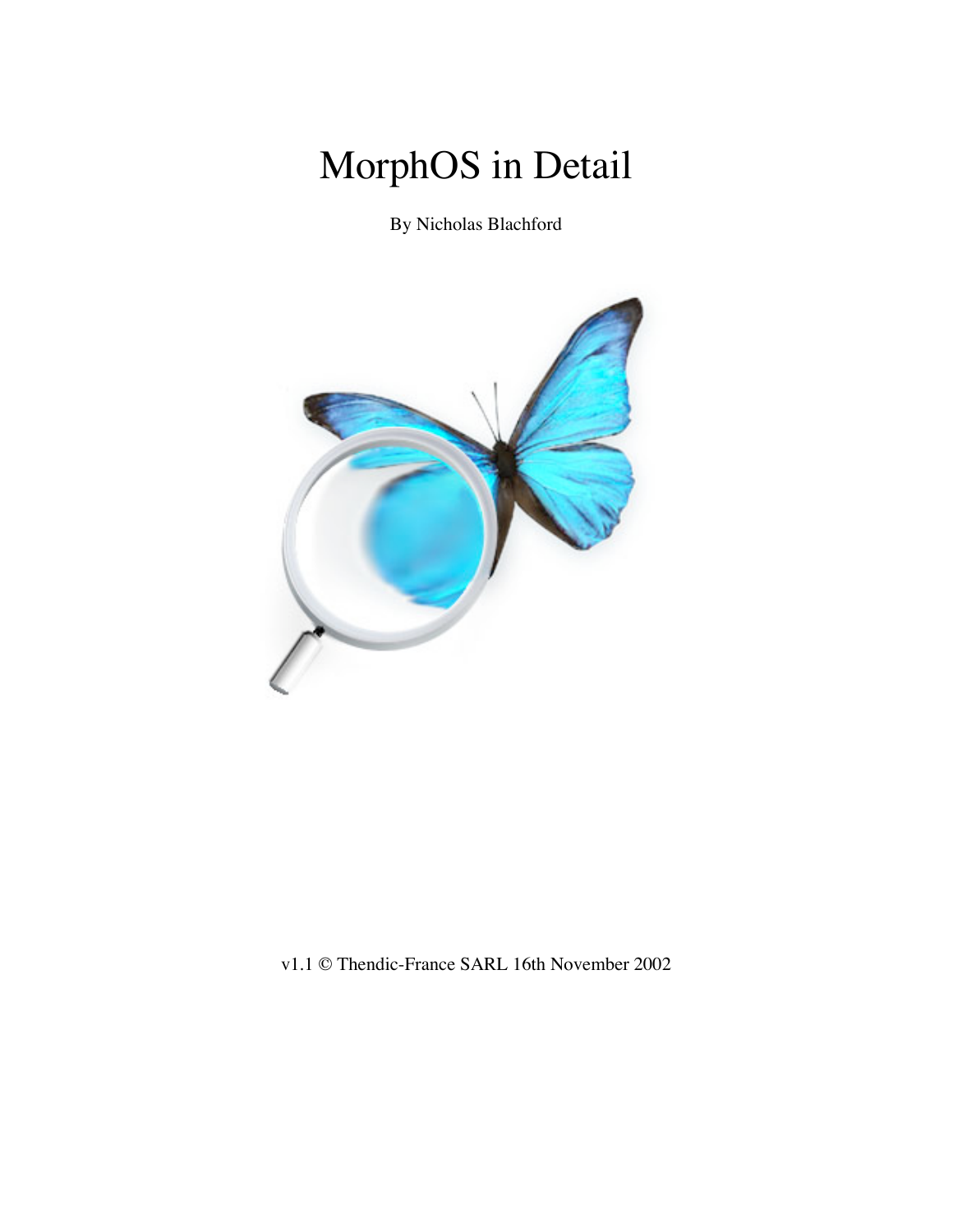# MorphOS in Detail

By Nicholas Blachford

v1.1 © Thendic-France SARL 16th November 2002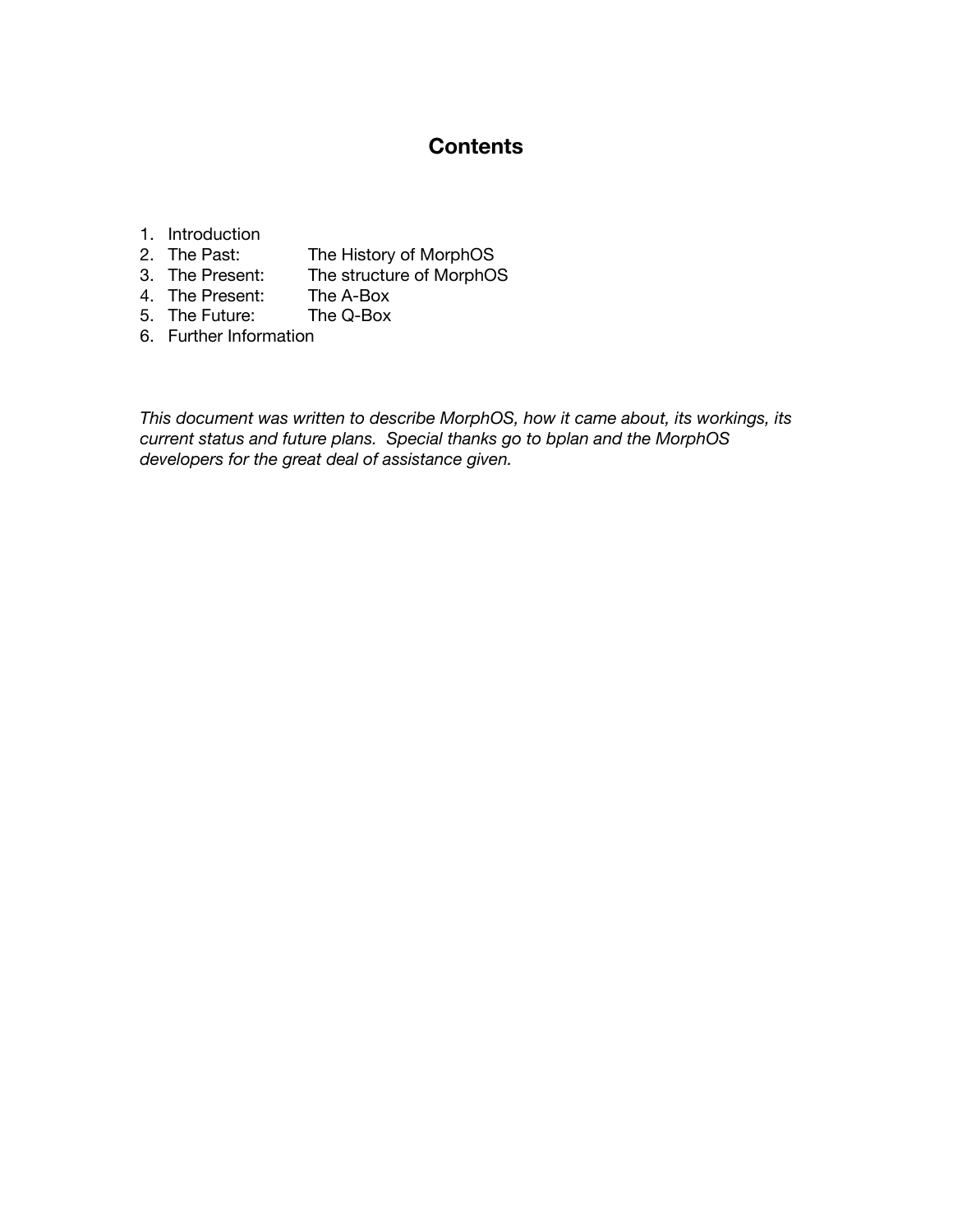## Contents

1. Introduction
2. The Past: The History of MorphOS
3. The Present: The structure of MorphOS
4. The Present: The A-Box
5. The Future: The Q-Box
6. Further Information

*This document was written to describe MorphOS, how it came about, its workings, its current status and future plans. Special thanks go to bplan and the MorphOS developers for the great deal of assistance given.*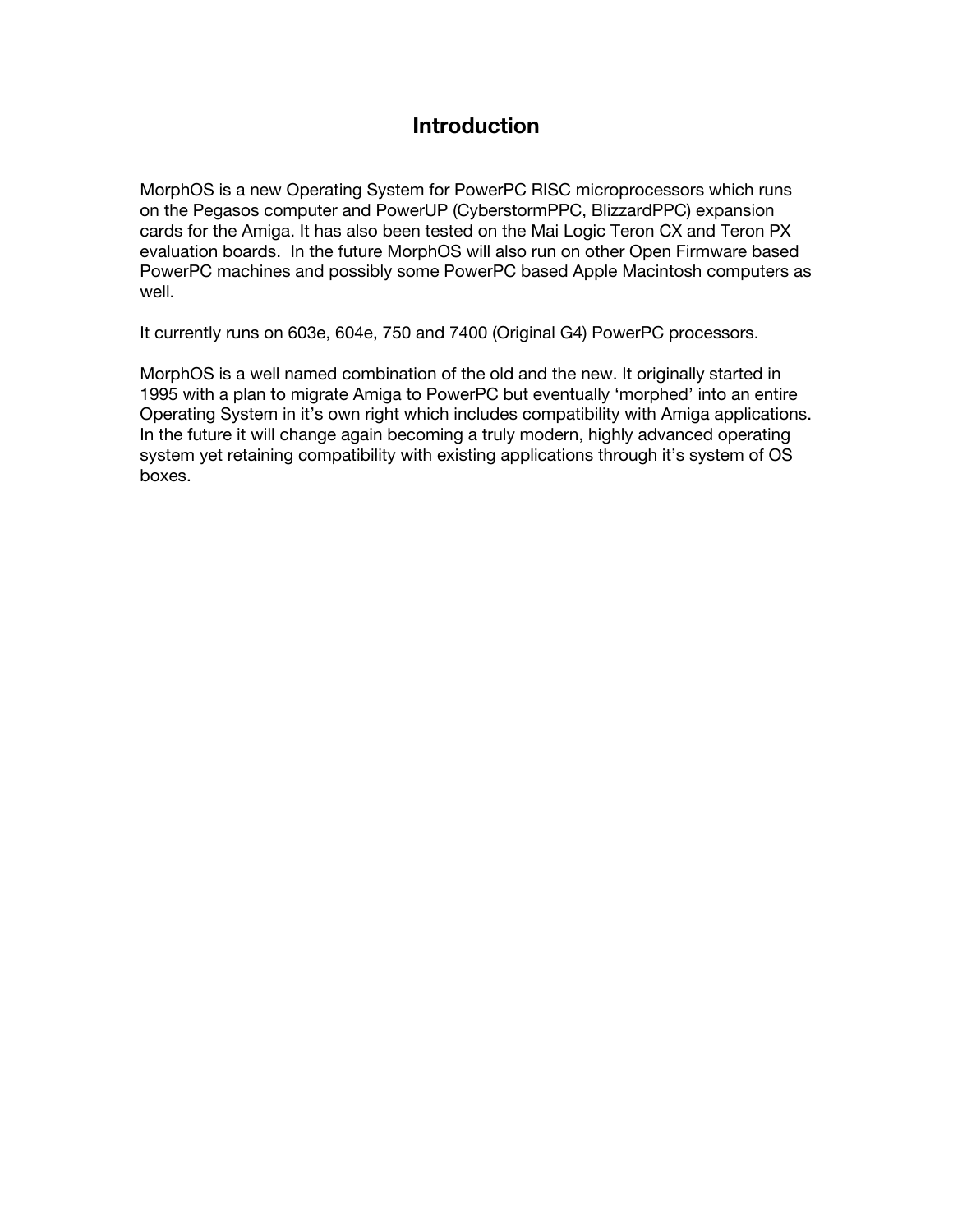# Introduction

MorphOS is a new Operating System for PowerPC RISC microprocessors which runs on the Pegasos computer and PowerUP (CyberstormPPC, BlizzardPPC) expansion cards for the Amiga. It has also been tested on the Mai Logic Teron CX and Teron PX evaluation boards. In the future MorphOS will also run on other Open Firmware based PowerPC machines and possibly some PowerPC based Apple Macintosh computers as well.

It currently runs on 603e, 604e, 750 and 7400 (Original G4) PowerPC processors.

MorphOS is a well named combination of the old and the new. It originally started in 1995 with a plan to migrate Amiga to PowerPC but eventually 'morphed' into an entire Operating System in it's own right which includes compatibility with Amiga applications. In the future it will change again becoming a truly modern, highly advanced operating system yet retaining compatibility with existing applications through it's system of OS boxes.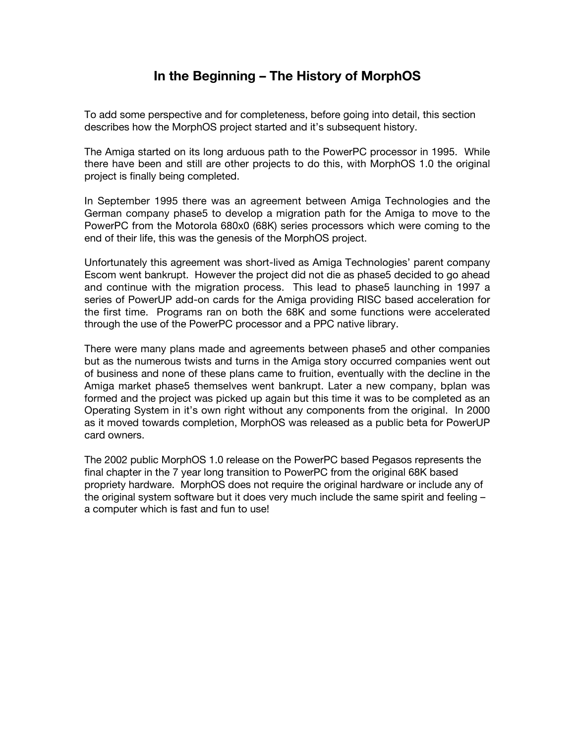# In the Beginning – The History of MorphOS

To add some perspective and for completeness, before going into detail, this section describes how the MorphOS project started and it's subsequent history.

The Amiga started on its long arduous path to the PowerPC processor in 1995. While there have been and still are other projects to do this, with MorphOS 1.0 the original project is finally being completed.

In September 1995 there was an agreement between Amiga Technologies and the German company phase5 to develop a migration path for the Amiga to move to the PowerPC from the Motorola 680x0 (68K) series processors which were coming to the end of their life, this was the genesis of the MorphOS project.

Unfortunately this agreement was short-lived as Amiga Technologies' parent company Escom went bankrupt. However the project did not die as phase5 decided to go ahead and continue with the migration process. This lead to phase5 launching in 1997 a series of PowerUP add-on cards for the Amiga providing RISC based acceleration for the first time. Programs ran on both the 68K and some functions were accelerated through the use of the PowerPC processor and a PPC native library.

There were many plans made and agreements between phase5 and other companies but as the numerous twists and turns in the Amiga story occurred companies went out of business and none of these plans came to fruition, eventually with the decline in the Amiga market phase5 themselves went bankrupt. Later a new company, bplan was formed and the project was picked up again but this time it was to be completed as an Operating System in it's own right without any components from the original. In 2000 as it moved towards completion, MorphOS was released as a public beta for PowerUP card owners.

The 2002 public MorphOS 1.0 release on the PowerPC based Pegasos represents the final chapter in the 7 year long transition to PowerPC from the original 68K based propriety hardware. MorphOS does not require the original hardware or include any of the original system software but it does very much include the same spirit and feeling – a computer which is fast and fun to use!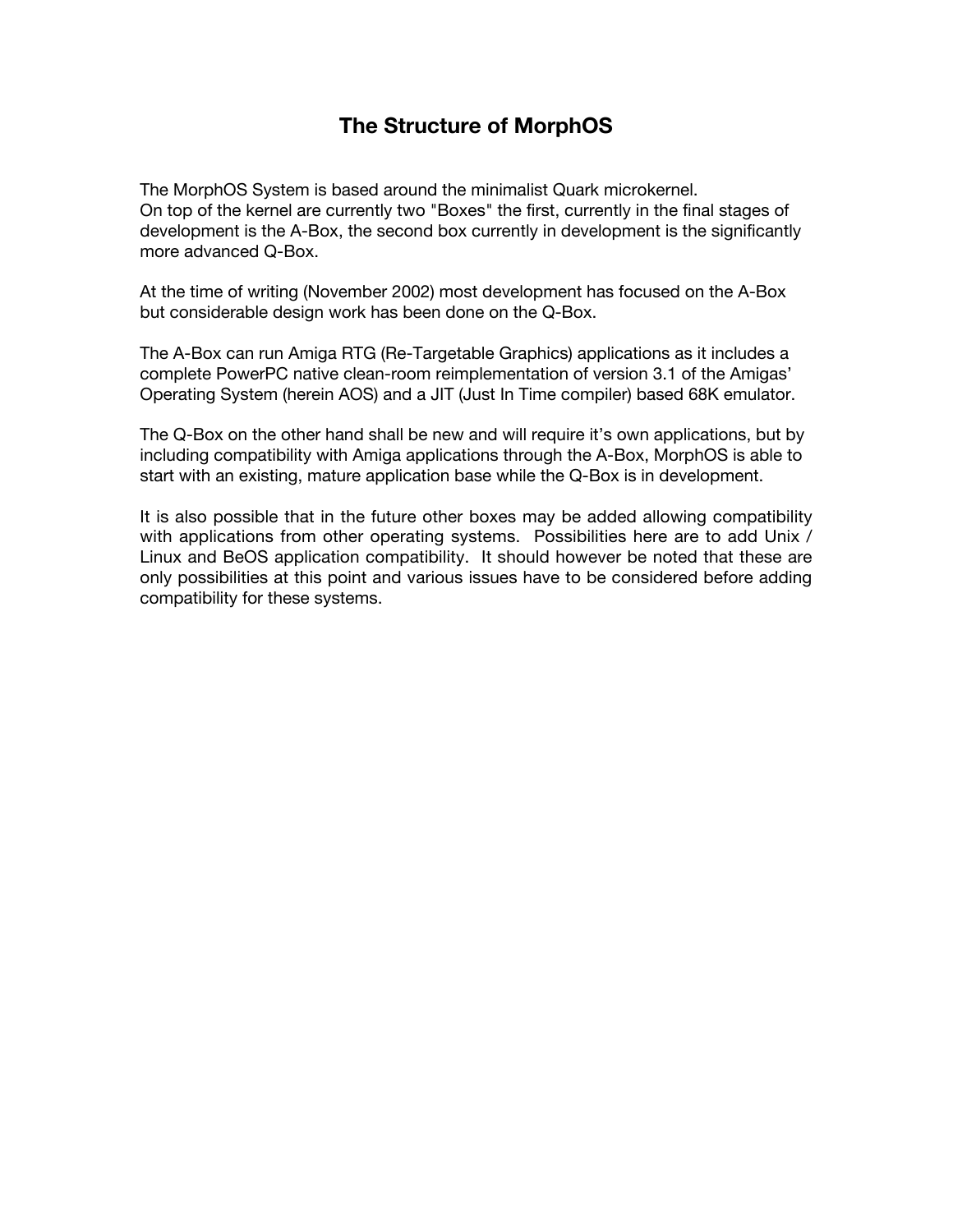# The Structure of MorphOS

The MorphOS System is based around the minimalist Quark microkernel.
On top of the kernel are currently two "Boxes" the first, currently in the final stages of development is the A-Box, the second box currently in development is the significantly more advanced Q-Box.

At the time of writing (November 2002) most development has focused on the A-Box but considerable design work has been done on the Q-Box.

The A-Box can run Amiga RTG (Re-Targetable Graphics) applications as it includes a complete PowerPC native clean-room reimplementation of version 3.1 of the Amigas' Operating System (herein AOS) and a JIT (Just In Time compiler) based 68K emulator.

The Q-Box on the other hand shall be new and will require it's own applications, but by including compatibility with Amiga applications through the A-Box, MorphOS is able to start with an existing, mature application base while the Q-Box is in development.

It is also possible that in the future other boxes may be added allowing compatibility with applications from other operating systems. Possibilities here are to add Unix / Linux and BeOS application compatibility. It should however be noted that these are only possibilities at this point and various issues have to be considered before adding compatibility for these systems.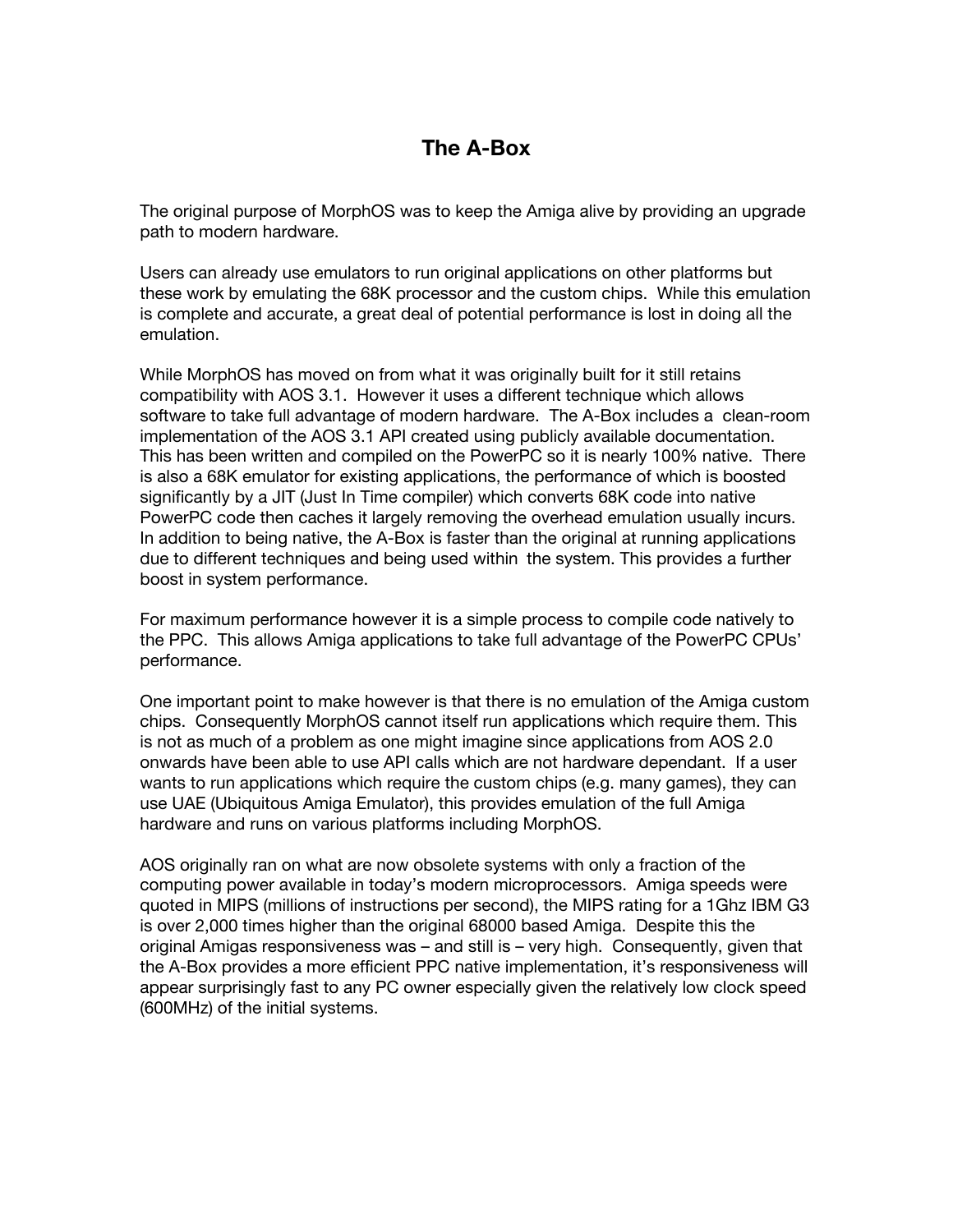# The A-Box

The original purpose of MorphOS was to keep the Amiga alive by providing an upgrade path to modern hardware.

Users can already use emulators to run original applications on other platforms but these work by emulating the 68K processor and the custom chips. While this emulation is complete and accurate, a great deal of potential performance is lost in doing all the emulation.

While MorphOS has moved on from what it was originally built for it still retains compatibility with AOS 3.1. However it uses a different technique which allows software to take full advantage of modern hardware. The A-Box includes a clean-room implementation of the AOS 3.1 API created using publicly available documentation. This has been written and compiled on the PowerPC so it is nearly 100% native. There is also a 68K emulator for existing applications, the performance of which is boosted significantly by a JIT (Just In Time compiler) which converts 68K code into native PowerPC code then caches it largely removing the overhead emulation usually incurs. In addition to being native, the A-Box is faster than the original at running applications due to different techniques and being used within the system. This provides a further boost in system performance.

For maximum performance however it is a simple process to compile code natively to the PPC. This allows Amiga applications to take full advantage of the PowerPC CPUs' performance.

One important point to make however is that there is no emulation of the Amiga custom chips. Consequently MorphOS cannot itself run applications which require them. This is not as much of a problem as one might imagine since applications from AOS 2.0 onwards have been able to use API calls which are not hardware dependant. If a user wants to run applications which require the custom chips (e.g. many games), they can use UAE (Ubiquitous Amiga Emulator), this provides emulation of the full Amiga hardware and runs on various platforms including MorphOS.

AOS originally ran on what are now obsolete systems with only a fraction of the computing power available in today's modern microprocessors. Amiga speeds were quoted in MIPS (millions of instructions per second), the MIPS rating for a 1Ghz IBM G3 is over 2,000 times higher than the original 68000 based Amiga. Despite this the original Amigas responsiveness was – and still is – very high. Consequently, given that the A-Box provides a more efficient PPC native implementation, it's responsiveness will appear surprisingly fast to any PC owner especially given the relatively low clock speed (600MHz) of the initial systems.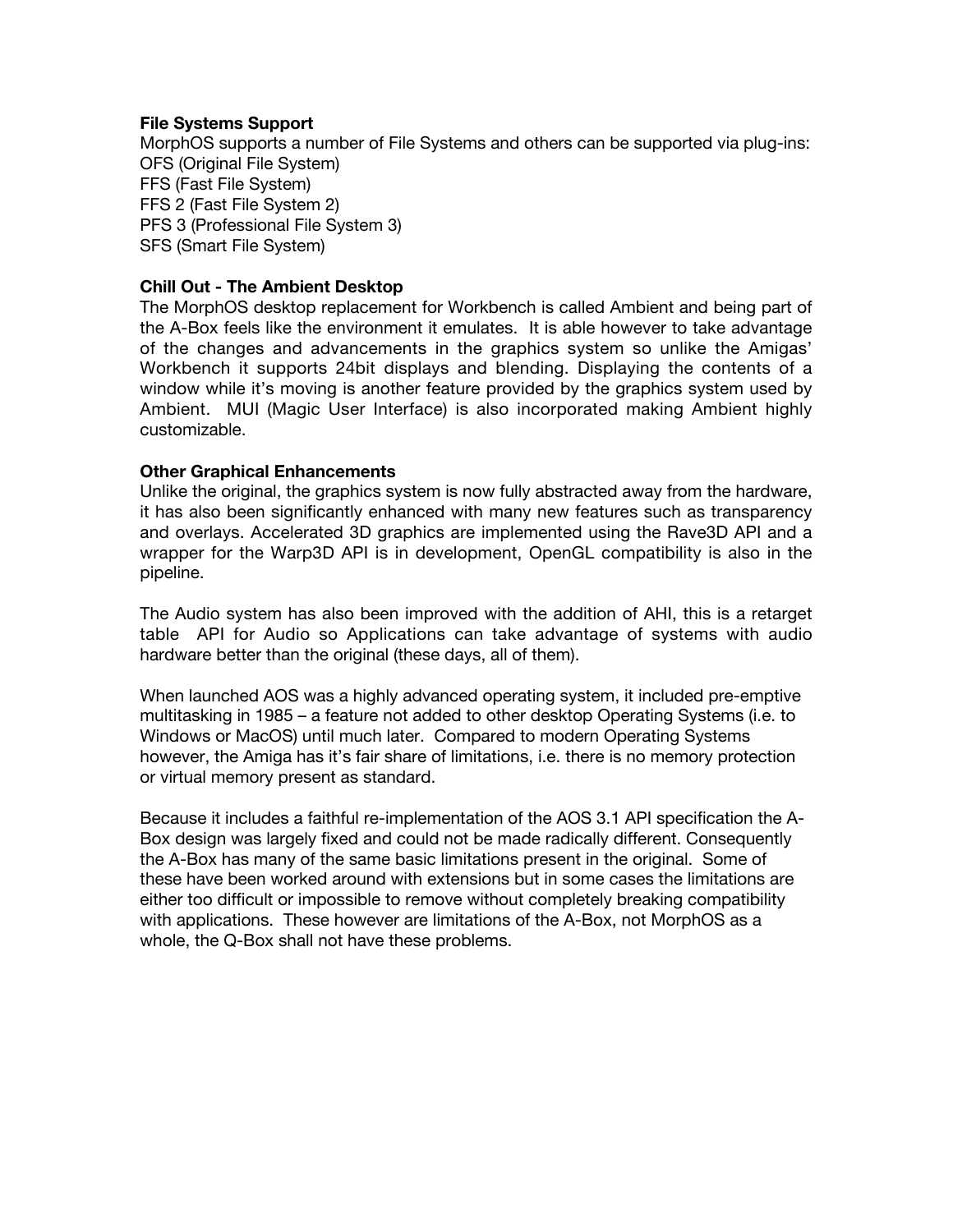**File Systems Support**

MorphOS supports a number of File Systems and others can be supported via plug-ins:
OFS (Original File System)
FFS (Fast File System)
FFS 2 (Fast File System 2)
PFS 3 (Professional File System 3)
SFS (Smart File System)

**Chill Out - The Ambient Desktop**

The MorphOS desktop replacement for Workbench is called Ambient and being part of the A-Box feels like the environment it emulates. It is able however to take advantage of the changes and advancements in the graphics system so unlike the Amigas' Workbench it supports 24bit displays and blending. Displaying the contents of a window while it's moving is another feature provided by the graphics system used by Ambient. MUI (Magic User Interface) is also incorporated making Ambient highly customizable.

**Other Graphical Enhancements**

Unlike the original, the graphics system is now fully abstracted away from the hardware, it has also been significantly enhanced with many new features such as transparency and overlays. Accelerated 3D graphics are implemented using the Rave3D API and a wrapper for the Warp3D API is in development, OpenGL compatibility is also in the pipeline.

The Audio system has also been improved with the addition of AHI, this is a retarget table API for Audio so Applications can take advantage of systems with audio hardware better than the original (these days, all of them).

When launched AOS was a highly advanced operating system, it included pre-emptive multitasking in 1985 – a feature not added to other desktop Operating Systems (i.e. to Windows or MacOS) until much later. Compared to modern Operating Systems however, the Amiga has it's fair share of limitations, i.e. there is no memory protection or virtual memory present as standard.

Because it includes a faithful re-implementation of the AOS 3.1 API specification the A-Box design was largely fixed and could not be made radically different. Consequently the A-Box has many of the same basic limitations present in the original. Some of these have been worked around with extensions but in some cases the limitations are either too difficult or impossible to remove without completely breaking compatibility with applications. These however are limitations of the A-Box, not MorphOS as a whole, the Q-Box shall not have these problems.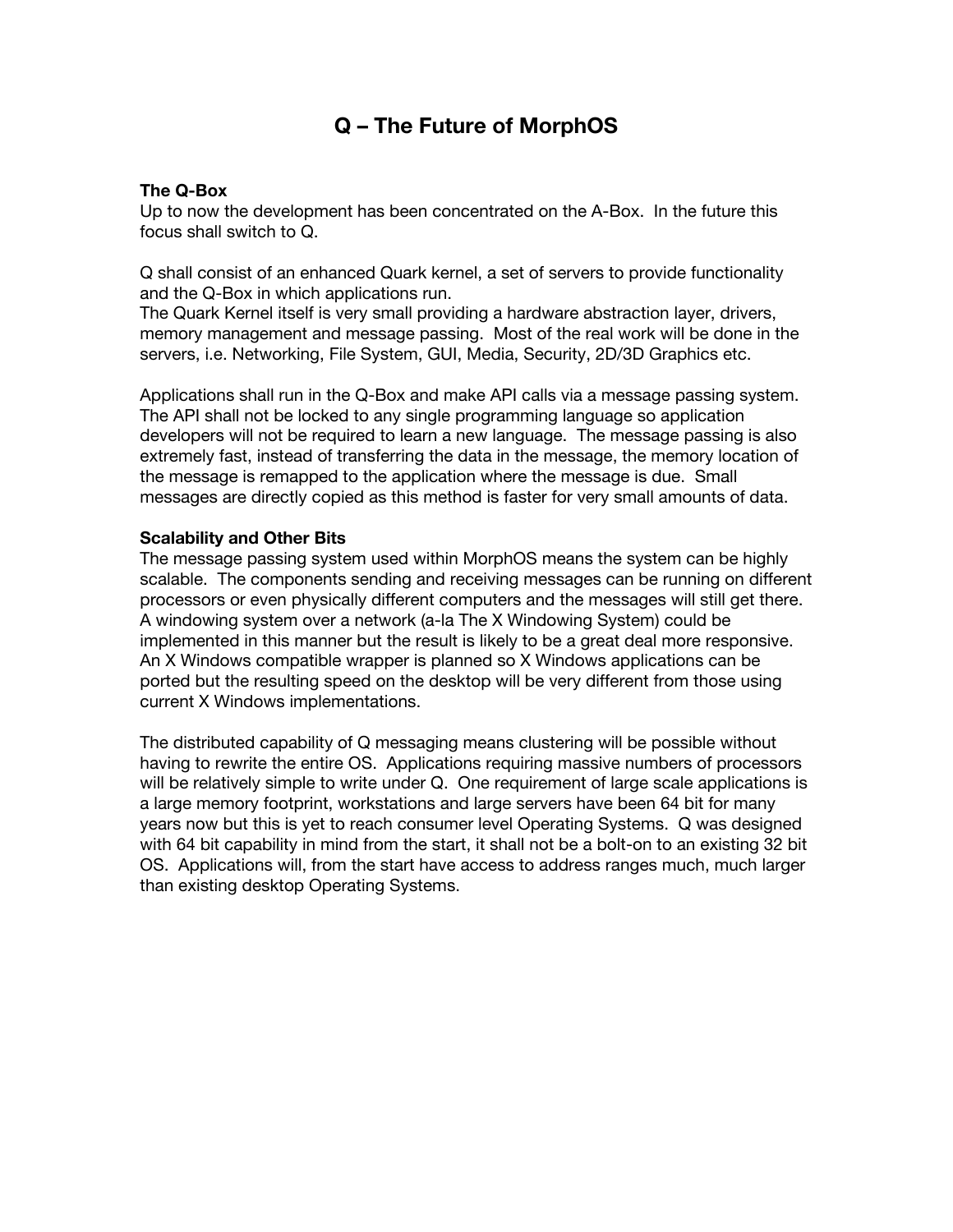# Q – The Future of MorphOS

### The Q-Box

Up to now the development has been concentrated on the A-Box. In the future this focus shall switch to Q.

Q shall consist of an enhanced Quark kernel, a set of servers to provide functionality and the Q-Box in which applications run.
The Quark Kernel itself is very small providing a hardware abstraction layer, drivers, memory management and message passing. Most of the real work will be done in the servers, i.e. Networking, File System, GUI, Media, Security, 2D/3D Graphics etc.

Applications shall run in the Q-Box and make API calls via a message passing system. The API shall not be locked to any single programming language so application developers will not be required to learn a new language. The message passing is also extremely fast, instead of transferring the data in the message, the memory location of the message is remapped to the application where the message is due. Small messages are directly copied as this method is faster for very small amounts of data.

### Scalability and Other Bits

The message passing system used within MorphOS means the system can be highly scalable. The components sending and receiving messages can be running on different processors or even physically different computers and the messages will still get there. A windowing system over a network (a-la The X Windowing System) could be implemented in this manner but the result is likely to be a great deal more responsive. An X Windows compatible wrapper is planned so X Windows applications can be ported but the resulting speed on the desktop will be very different from those using current X Windows implementations.

The distributed capability of Q messaging means clustering will be possible without having to rewrite the entire OS. Applications requiring massive numbers of processors will be relatively simple to write under Q. One requirement of large scale applications is a large memory footprint, workstations and large servers have been 64 bit for many years now but this is yet to reach consumer level Operating Systems. Q was designed with 64 bit capability in mind from the start, it shall not be a bolt-on to an existing 32 bit OS. Applications will, from the start have access to address ranges much, much larger than existing desktop Operating Systems.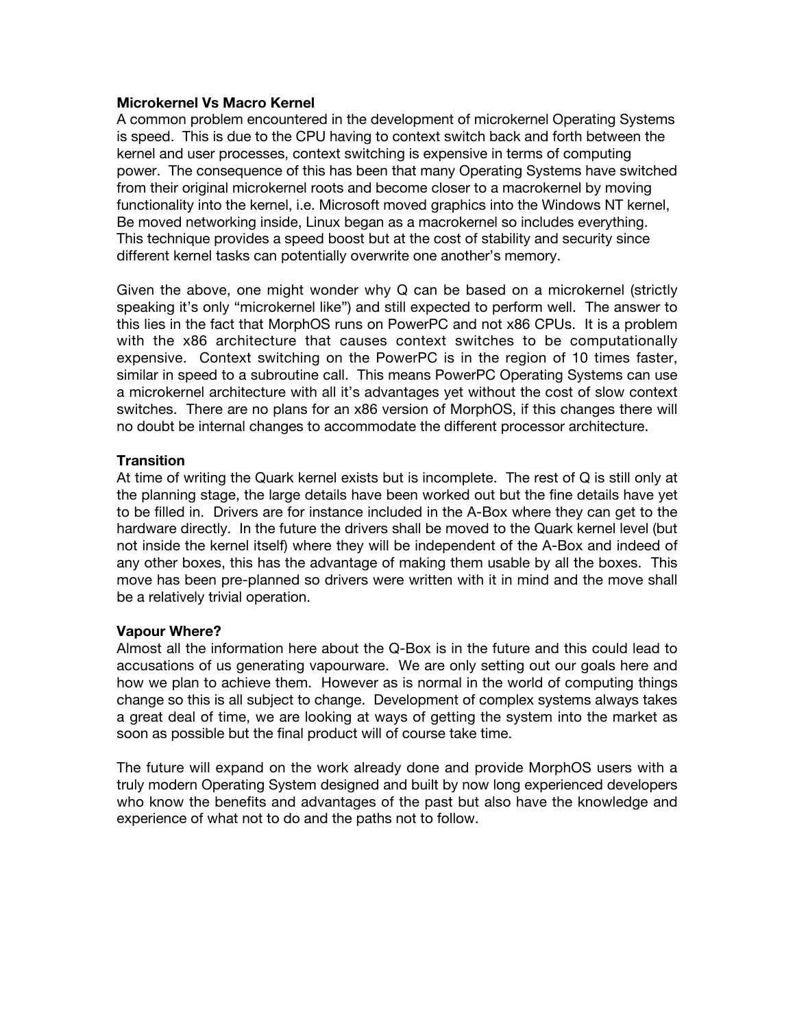**Microkernel Vs Macro Kernel**

A common problem encountered in the development of microkernel Operating Systems is speed. This is due to the CPU having to context switch back and forth between the kernel and user processes, context switching is expensive in terms of computing power. The consequence of this has been that many Operating Systems have switched from their original microkernel roots and become closer to a macrokernel by moving functionality into the kernel, i.e. Microsoft moved graphics into the Windows NT kernel, Be moved networking inside, Linux began as a macrokernel so includes everything. This technique provides a speed boost but at the cost of stability and security since different kernel tasks can potentially overwrite one another's memory.

Given the above, one might wonder why Q can be based on a microkernel (strictly speaking it's only "microkernel like") and still expected to perform well. The answer to this lies in the fact that MorphOS runs on PowerPC and not x86 CPUs. It is a problem with the x86 architecture that causes context switches to be computationally expensive. Context switching on the PowerPC is in the region of 10 times faster, similar in speed to a subroutine call. This means PowerPC Operating Systems can use a microkernel architecture with all it's advantages yet without the cost of slow context switches. There are no plans for an x86 version of MorphOS, if this changes there will no doubt be internal changes to accommodate the different processor architecture.

**Transition**

At time of writing the Quark kernel exists but is incomplete. The rest of Q is still only at the planning stage, the large details have been worked out but the fine details have yet to be filled in. Drivers are for instance included in the A-Box where they can get to the hardware directly. In the future the drivers shall be moved to the Quark kernel level (but not inside the kernel itself) where they will be independent of the A-Box and indeed of any other boxes, this has the advantage of making them usable by all the boxes. This move has been pre-planned so drivers were written with it in mind and the move shall be a relatively trivial operation.

**Vapour Where?**

Almost all the information here about the Q-Box is in the future and this could lead to accusations of us generating vapourware. We are only setting out our goals here and how we plan to achieve them. However as is normal in the world of computing things change so this is all subject to change. Development of complex systems always takes a great deal of time, we are looking at ways of getting the system into the market as soon as possible but the final product will of course take time.

The future will expand on the work already done and provide MorphOS users with a truly modern Operating System designed and built by now long experienced developers who know the benefits and advantages of the past but also have the knowledge and experience of what not to do and the paths not to follow.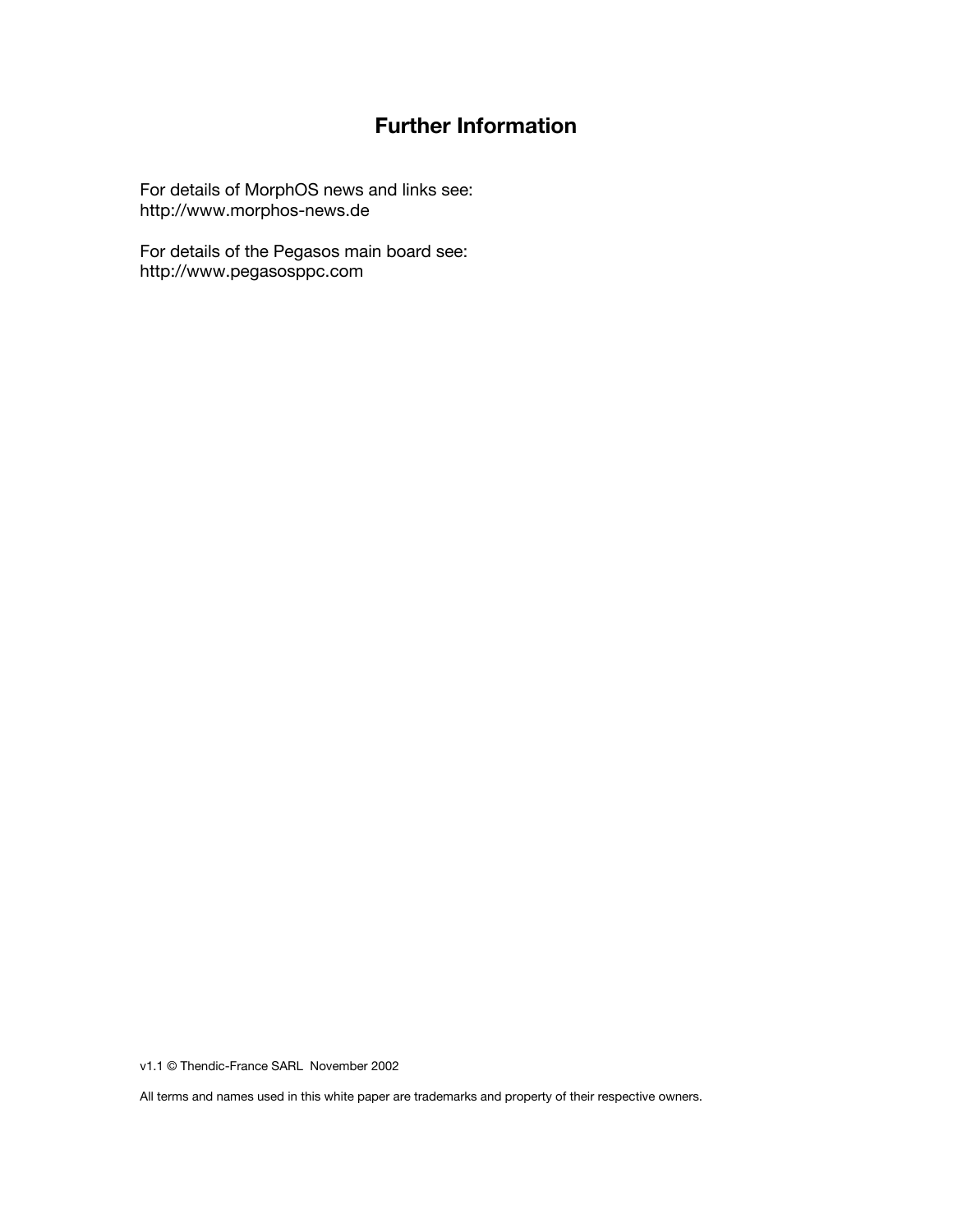## Further Information

For details of MorphOS news and links see:
http://www.morphos-news.de

For details of the Pegasos main board see:
http://www.pegasosppc.com

v1.1 © Thendic-France SARL  November 2002

All terms and names used in this white paper are trademarks and property of their respective owners.